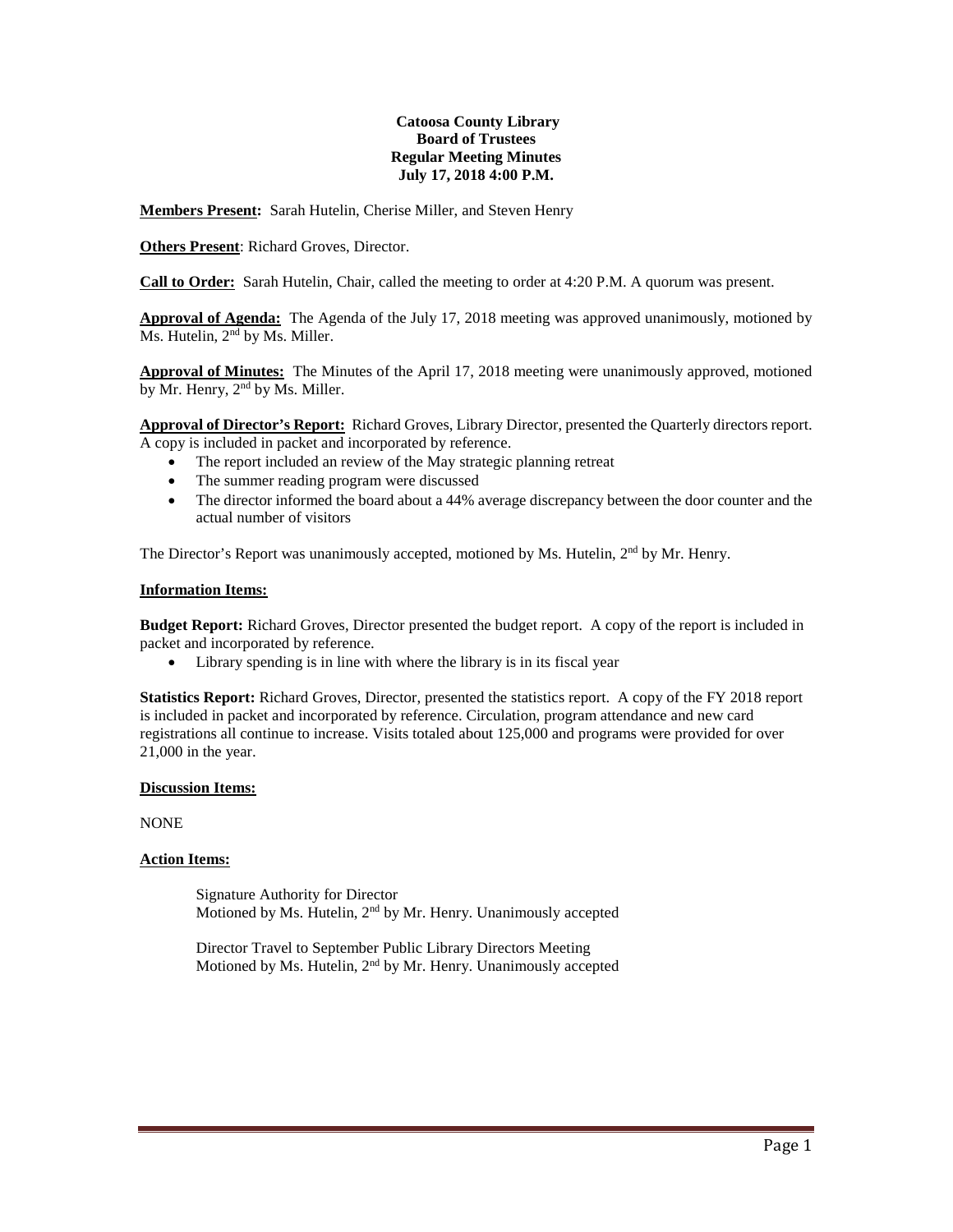**Catoosa County Library**
**Board of Trustees**
**Regular Meeting Minutes**
**July 17, 2018 4:00 P.M.**

**Members Present:** Sarah Hutelin, Cherise Miller, and Steven Henry

**Others Present**: Richard Groves, Director.

**Call to Order:** Sarah Hutelin, Chair, called the meeting to order at 4:20 P.M. A quorum was present.

**Approval of Agenda:** The Agenda of the July 17, 2018 meeting was approved unanimously, motioned by Ms. Hutelin, 2nd by Ms. Miller.

**Approval of Minutes:** The Minutes of the April 17, 2018 meeting were unanimously approved, motioned by Mr. Henry, 2nd by Ms. Miller.

**Approval of Director's Report:** Richard Groves, Library Director, presented the Quarterly directors report. A copy is included in packet and incorporated by reference.

- The report included an review of the May strategic planning retreat
- The summer reading program were discussed
- The director informed the board about a 44% average discrepancy between the door counter and the actual number of visitors

The Director's Report was unanimously accepted, motioned by Ms. Hutelin, 2nd by Mr. Henry.

**Information Items:**

**Budget Report:** Richard Groves, Director presented the budget report. A copy of the report is included in packet and incorporated by reference.

- Library spending is in line with where the library is in its fiscal year

**Statistics Report:** Richard Groves, Director, presented the statistics report. A copy of the FY 2018 report is included in packet and incorporated by reference. Circulation, program attendance and new card registrations all continue to increase. Visits totaled about 125,000 and programs were provided for over 21,000 in the year.

**Discussion Items:**

NONE

**Action Items:**

Signature Authority for Director
Motioned by Ms. Hutelin, 2nd by Mr. Henry. Unanimously accepted

Director Travel to September Public Library Directors Meeting
Motioned by Ms. Hutelin, 2nd by Mr. Henry. Unanimously accepted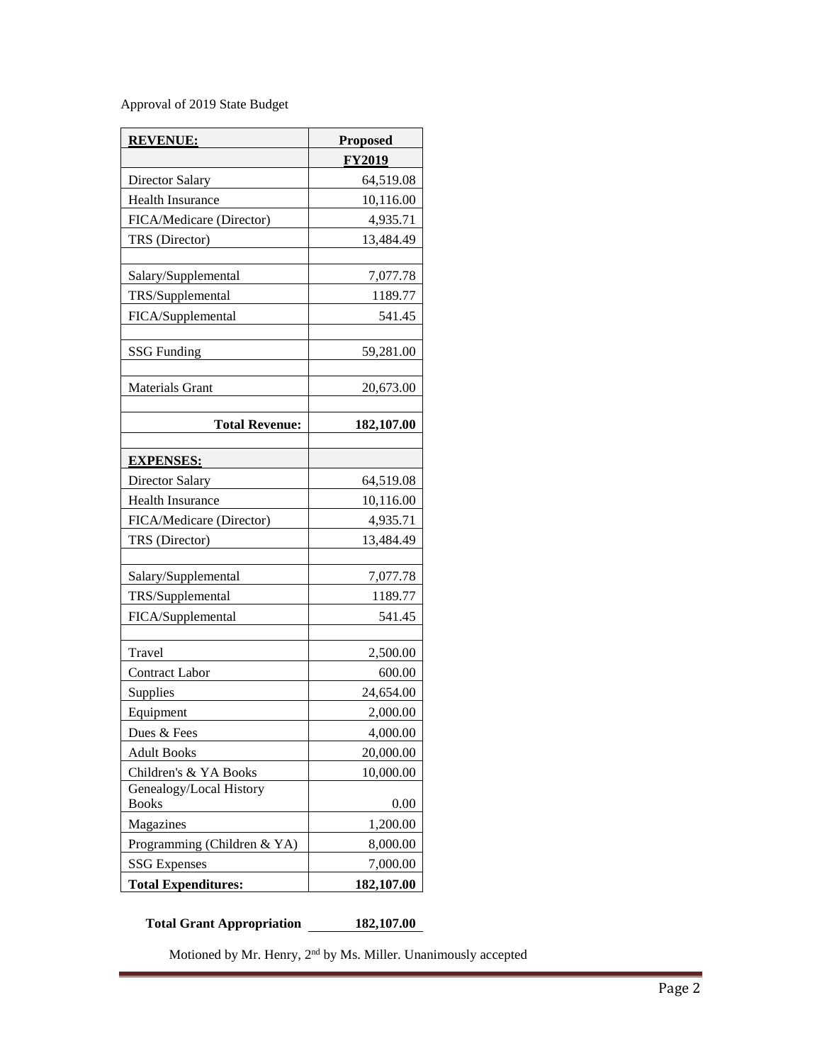Approval of 2019 State Budget

| **REVENUE:** | **Proposed** |
|---|---|
| | **FY2019** |
| Director Salary | 64,519.08 |
| Health Insurance | 10,116.00 |
| FICA/Medicare (Director) | 4,935.71 |
| TRS (Director) | 13,484.49 |
| | |
| Salary/Supplemental | 7,077.78 |
| TRS/Supplemental | 1189.77 |
| FICA/Supplemental | 541.45 |
| | |
| SSG Funding | 59,281.00 |
| | |
| Materials Grant | 20,673.00 |
| | |
| **Total Revenue:** | **182,107.00** |
| | |
| **EXPENSES:** | |
| Director Salary | 64,519.08 |
| Health Insurance | 10,116.00 |
| FICA/Medicare (Director) | 4,935.71 |
| TRS (Director) | 13,484.49 |
| | |
| Salary/Supplemental | 7,077.78 |
| TRS/Supplemental | 1189.77 |
| FICA/Supplemental | 541.45 |
| | |
| Travel | 2,500.00 |
| Contract Labor | 600.00 |
| Supplies | 24,654.00 |
| Equipment | 2,000.00 |
| Dues & Fees | 4,000.00 |
| Adult Books | 20,000.00 |
| Children's & YA Books | 10,000.00 |
| Genealogy/Local History Books | 0.00 |
| Magazines | 1,200.00 |
| Programming (Children & YA) | 8,000.00 |
| SSG Expenses | 7,000.00 |
| **Total Expenditures:** | **182,107.00** |

**Total Grant Appropriation** **182,107.00**

Motioned by Mr. Henry, 2nd by Ms. Miller. Unanimously accepted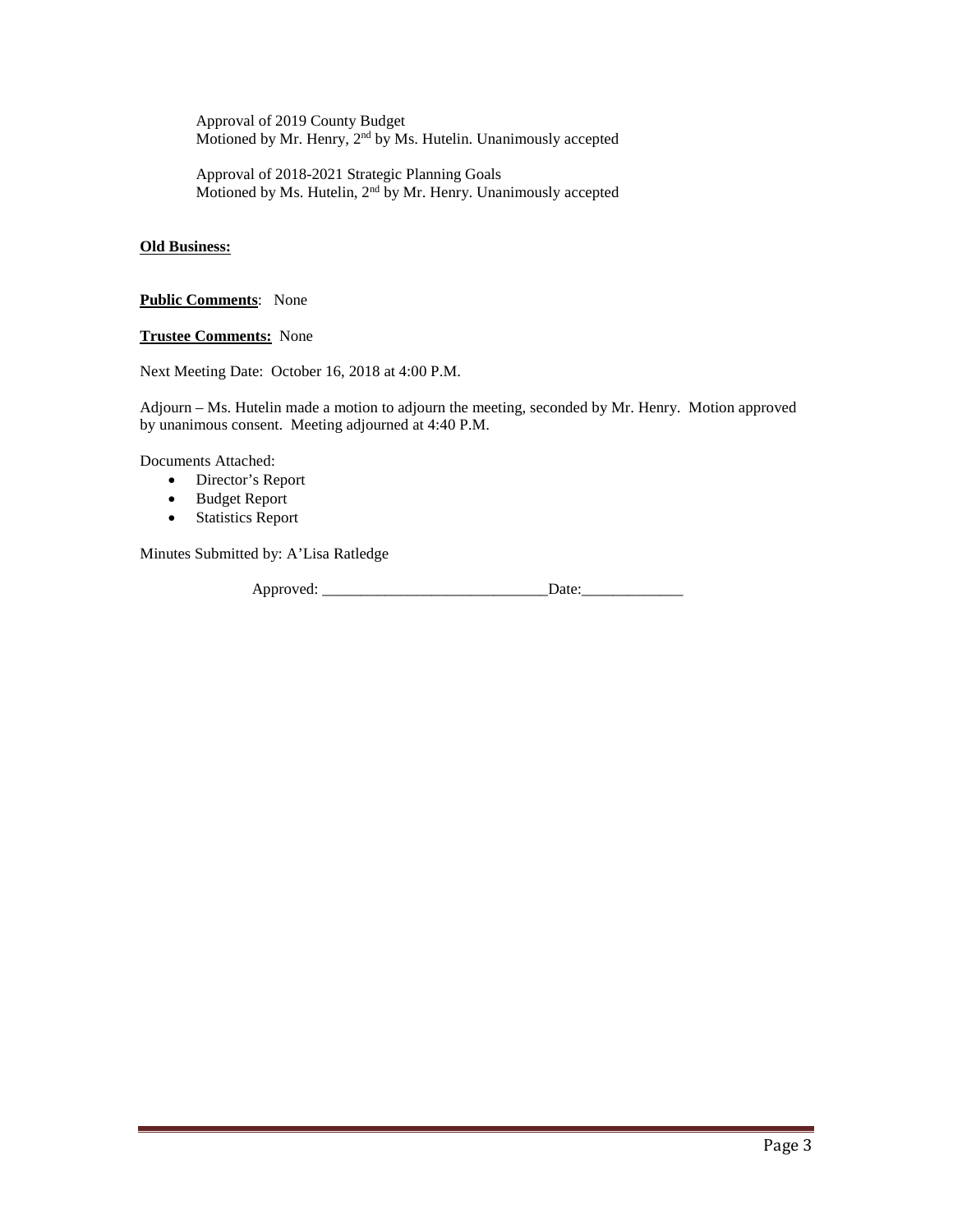Approval of 2019 County Budget
Motioned by Mr. Henry, 2nd by Ms. Hutelin. Unanimously accepted

Approval of 2018-2021 Strategic Planning Goals
Motioned by Ms. Hutelin, 2nd by Mr. Henry. Unanimously accepted

**Old Business:**

**Public Comments**: None

**Trustee Comments:** None

Next Meeting Date: October 16, 2018 at 4:00 P.M.

Adjourn – Ms. Hutelin made a motion to adjourn the meeting, seconded by Mr. Henry. Motion approved by unanimous consent. Meeting adjourned at 4:40 P.M.

Documents Attached:

- Director's Report
- Budget Report
- Statistics Report

Minutes Submitted by: A'Lisa Ratledge

Approved: ____________________________Date:_____________